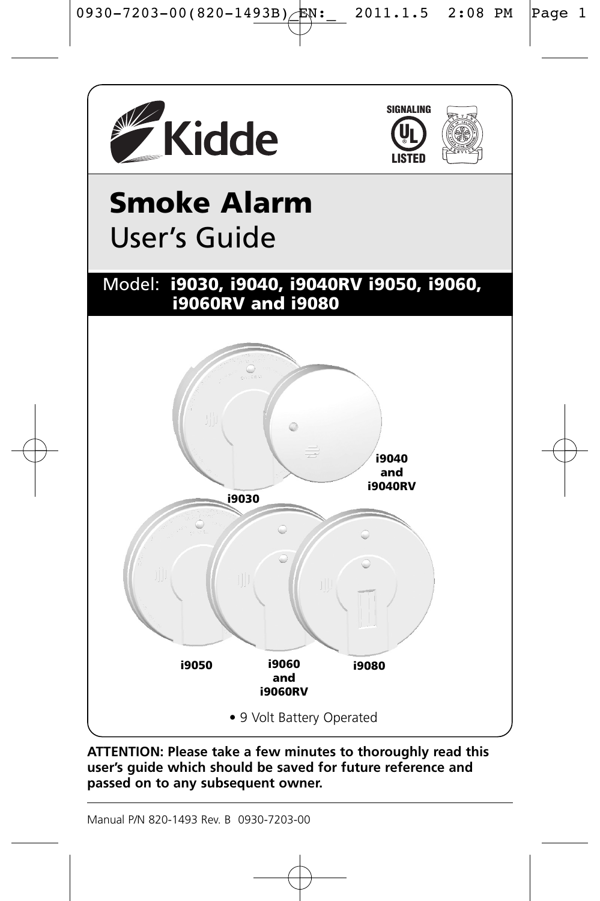Kidde

SIGNALING LISTED

# Smoke Alarm
## User's Guide

**Model: i9030, i9040, i9040RV i9050, i9060, i9060RV and i9080**

i9030

i9040 and i9040RV

i9050

i9060 and i9060RV

i9080

• 9 Volt Battery Operated

**ATTENTION: Please take a few minutes to thoroughly read this user's guide which should be saved for future reference and passed on to any subsequent owner.**

Manual P/N 820-1493 Rev. B 0930-7203-00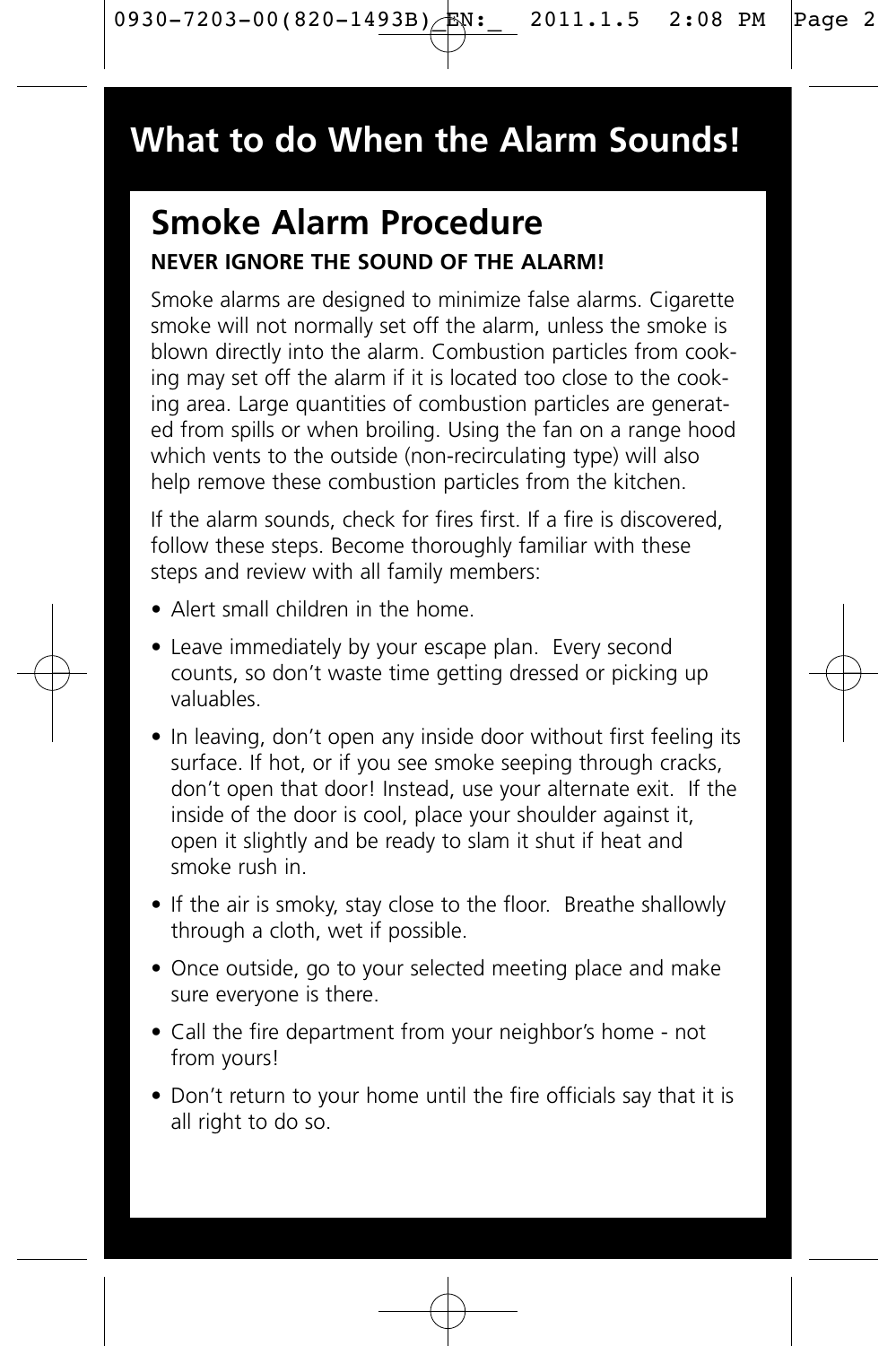# What to do When the Alarm Sounds!

## Smoke Alarm Procedure

**NEVER IGNORE THE SOUND OF THE ALARM!**

Smoke alarms are designed to minimize false alarms. Cigarette smoke will not normally set off the alarm, unless the smoke is blown directly into the alarm. Combustion particles from cooking may set off the alarm if it is located too close to the cooking area. Large quantities of combustion particles are generated from spills or when broiling. Using the fan on a range hood which vents to the outside (non-recirculating type) will also help remove these combustion particles from the kitchen.

If the alarm sounds, check for fires first. If a fire is discovered, follow these steps. Become thoroughly familiar with these steps and review with all family members:

- Alert small children in the home.
- Leave immediately by your escape plan. Every second counts, so don't waste time getting dressed or picking up valuables.
- In leaving, don't open any inside door without first feeling its surface. If hot, or if you see smoke seeping through cracks, don't open that door! Instead, use your alternate exit. If the inside of the door is cool, place your shoulder against it, open it slightly and be ready to slam it shut if heat and smoke rush in.
- If the air is smoky, stay close to the floor. Breathe shallowly through a cloth, wet if possible.
- Once outside, go to your selected meeting place and make sure everyone is there.
- Call the fire department from your neighbor's home - not from yours!
- Don't return to your home until the fire officials say that it is all right to do so.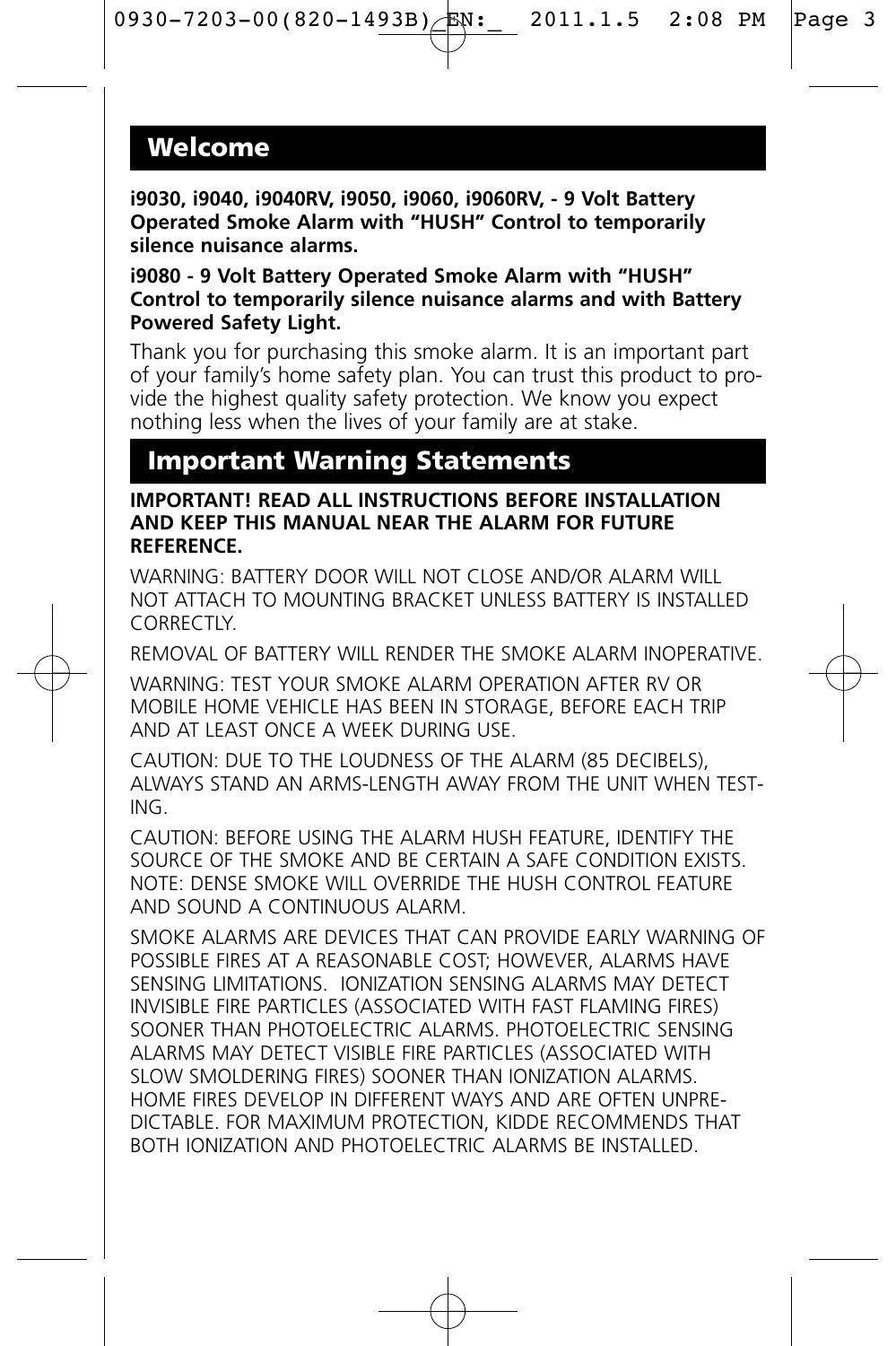## Welcome

**i9030, i9040, i9040RV, i9050, i9060, i9060RV, - 9 Volt Battery Operated Smoke Alarm with "HUSH" Control to temporarily silence nuisance alarms.**

**i9080 - 9 Volt Battery Operated Smoke Alarm with "HUSH" Control to temporarily silence nuisance alarms and with Battery Powered Safety Light.**

Thank you for purchasing this smoke alarm. It is an important part of your family's home safety plan. You can trust this product to provide the highest quality safety protection. We know you expect nothing less when the lives of your family are at stake.

## Important Warning Statements

**IMPORTANT! READ ALL INSTRUCTIONS BEFORE INSTALLATION AND KEEP THIS MANUAL NEAR THE ALARM FOR FUTURE REFERENCE.**

WARNING: BATTERY DOOR WILL NOT CLOSE AND/OR ALARM WILL NOT ATTACH TO MOUNTING BRACKET UNLESS BATTERY IS INSTALLED CORRECTLY.

REMOVAL OF BATTERY WILL RENDER THE SMOKE ALARM INOPERATIVE.

WARNING: TEST YOUR SMOKE ALARM OPERATION AFTER RV OR MOBILE HOME VEHICLE HAS BEEN IN STORAGE, BEFORE EACH TRIP AND AT LEAST ONCE A WEEK DURING USE.

CAUTION: DUE TO THE LOUDNESS OF THE ALARM (85 DECIBELS), ALWAYS STAND AN ARMS-LENGTH AWAY FROM THE UNIT WHEN TESTING.

CAUTION: BEFORE USING THE ALARM HUSH FEATURE, IDENTIFY THE SOURCE OF THE SMOKE AND BE CERTAIN A SAFE CONDITION EXISTS. NOTE: DENSE SMOKE WILL OVERRIDE THE HUSH CONTROL FEATURE AND SOUND A CONTINUOUS ALARM.

SMOKE ALARMS ARE DEVICES THAT CAN PROVIDE EARLY WARNING OF POSSIBLE FIRES AT A REASONABLE COST; HOWEVER, ALARMS HAVE SENSING LIMITATIONS. IONIZATION SENSING ALARMS MAY DETECT INVISIBLE FIRE PARTICLES (ASSOCIATED WITH FAST FLAMING FIRES) SOONER THAN PHOTOELECTRIC ALARMS. PHOTOELECTRIC SENSING ALARMS MAY DETECT VISIBLE FIRE PARTICLES (ASSOCIATED WITH SLOW SMOLDERING FIRES) SOONER THAN IONIZATION ALARMS. HOME FIRES DEVELOP IN DIFFERENT WAYS AND ARE OFTEN UNPREDICTABLE. FOR MAXIMUM PROTECTION, KIDDE RECOMMENDS THAT BOTH IONIZATION AND PHOTOELECTRIC ALARMS BE INSTALLED.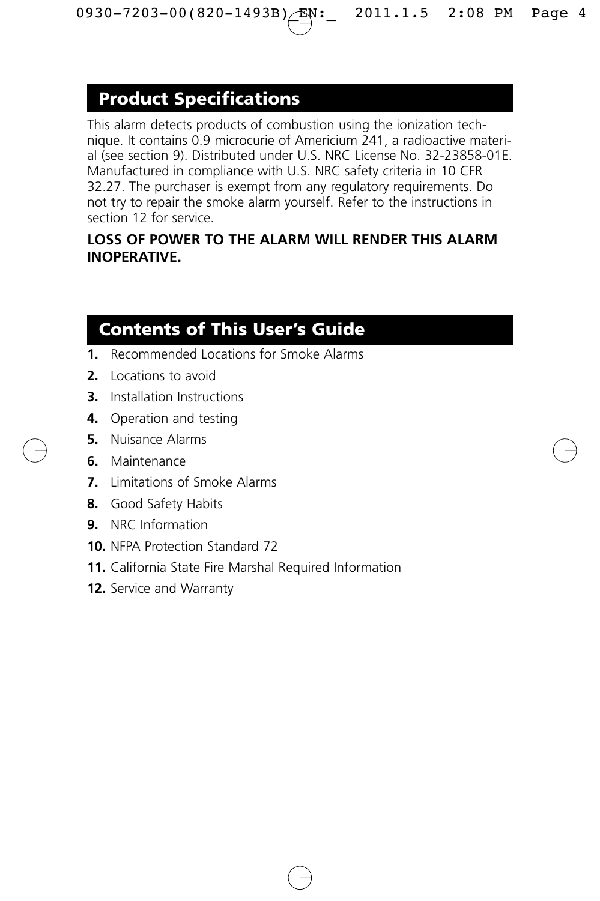## Product Specifications

This alarm detects products of combustion using the ionization technique. It contains 0.9 microcurie of Americium 241, a radioactive material (see section 9). Distributed under U.S. NRC License No. 32-23858-01E. Manufactured in compliance with U.S. NRC safety criteria in 10 CFR 32.27. The purchaser is exempt from any regulatory requirements. Do not try to repair the smoke alarm yourself. Refer to the instructions in section 12 for service.

**LOSS OF POWER TO THE ALARM WILL RENDER THIS ALARM INOPERATIVE.**

## Contents of This User's Guide

**1.** Recommended Locations for Smoke Alarms

**2.** Locations to avoid

**3.** Installation Instructions

**4.** Operation and testing

**5.** Nuisance Alarms

**6.** Maintenance

**7.** Limitations of Smoke Alarms

**8.** Good Safety Habits

**9.** NRC Information

**10.** NFPA Protection Standard 72

**11.** California State Fire Marshal Required Information

**12.** Service and Warranty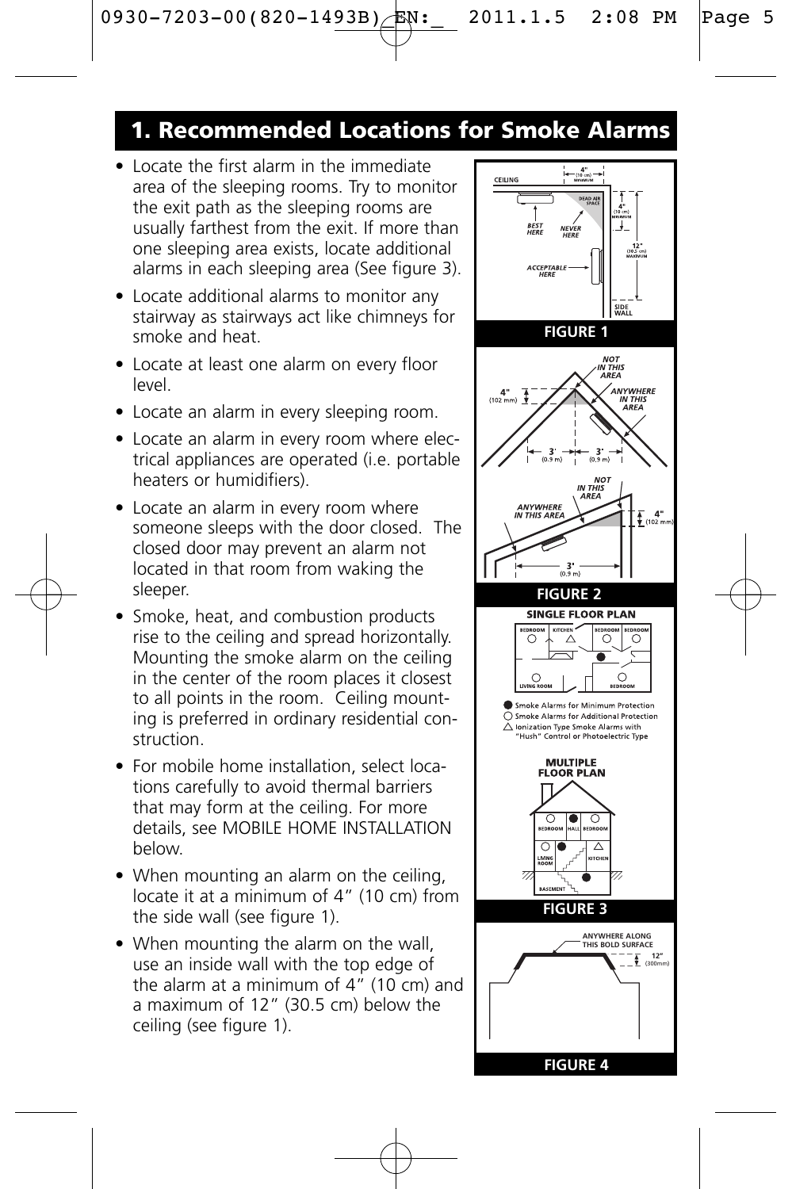## 1. Recommended Locations for Smoke Alarms

- Locate the first alarm in the immediate area of the sleeping rooms. Try to monitor the exit path as the sleeping rooms are usually farthest from the exit. If more than one sleeping area exists, locate additional alarms in each sleeping area (See figure 3).
- Locate additional alarms to monitor any stairway as stairways act like chimneys for smoke and heat.
- Locate at least one alarm on every floor level.
- Locate an alarm in every sleeping room.
- Locate an alarm in every room where electrical appliances are operated (i.e. portable heaters or humidifiers).
- Locate an alarm in every room where someone sleeps with the door closed. The closed door may prevent an alarm not located in that room from waking the sleeper.
- Smoke, heat, and combustion products rise to the ceiling and spread horizontally. Mounting the smoke alarm on the ceiling in the center of the room places it closest to all points in the room. Ceiling mounting is preferred in ordinary residential construction.
- For mobile home installation, select locations carefully to avoid thermal barriers that may form at the ceiling. For more details, see MOBILE HOME INSTALLATION below.
- When mounting an alarm on the ceiling, locate it at a minimum of 4" (10 cm) from the side wall (see figure 1).
- When mounting the alarm on the wall, use an inside wall with the top edge of the alarm at a minimum of 4" (10 cm) and a maximum of 12" (30.5 cm) below the ceiling (see figure 1).

CEILING — 4" (10 cm) MINIMUM — DEAD AIR SPACE — BEST HERE — NEVER HERE — 4" (10 cm) MINIMUM — 12" (30.5 cm) MAXIMUM — ACCEPTABLE HERE — SIDE WALL

**FIGURE 1**

NOT IN THIS AREA — ANYWHERE IN THIS AREA — 4" (102 mm) — 3' (0.9 m) — 3' (0.9 m)

NOT IN THIS AREA — ANYWHERE IN THIS AREA — 4" (102 mm) — 3' (0.9 m)

**FIGURE 2**

SINGLE FLOOR PLAN — BEDROOM — KITCHEN — BEDROOM — BEDROOM — LIVING ROOM — BEDROOM

● Smoke Alarms for Minimum Protection
○ Smoke Alarms for Additional Protection
△ Ionization Type Smoke Alarms with "Hush" Control or Photoelectric Type

MULTIPLE FLOOR PLAN — BEDROOM — HALL — BEDROOM — LIVING ROOM — KITCHEN — BASEMENT

**FIGURE 3**

ANYWHERE ALONG THIS BOLD SURFACE — 12" (300mm)

**FIGURE 4**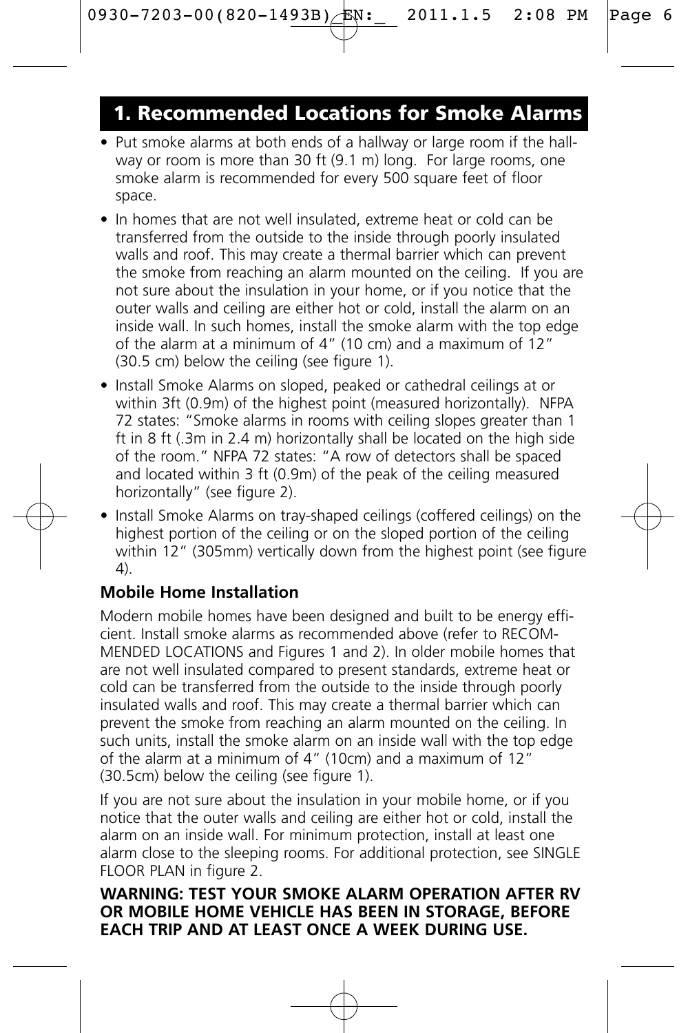## 1. Recommended Locations for Smoke Alarms

- Put smoke alarms at both ends of a hallway or large room if the hallway or room is more than 30 ft (9.1 m) long. For large rooms, one smoke alarm is recommended for every 500 square feet of floor space.
- In homes that are not well insulated, extreme heat or cold can be transferred from the outside to the inside through poorly insulated walls and roof. This may create a thermal barrier which can prevent the smoke from reaching an alarm mounted on the ceiling. If you are not sure about the insulation in your home, or if you notice that the outer walls and ceiling are either hot or cold, install the alarm on an inside wall. In such homes, install the smoke alarm with the top edge of the alarm at a minimum of 4" (10 cm) and a maximum of 12" (30.5 cm) below the ceiling (see figure 1).
- Install Smoke Alarms on sloped, peaked or cathedral ceilings at or within 3ft (0.9m) of the highest point (measured horizontally). NFPA 72 states: "Smoke alarms in rooms with ceiling slopes greater than 1 ft in 8 ft (.3m in 2.4 m) horizontally shall be located on the high side of the room." NFPA 72 states: "A row of detectors shall be spaced and located within 3 ft (0.9m) of the peak of the ceiling measured horizontally" (see figure 2).
- Install Smoke Alarms on tray-shaped ceilings (coffered ceilings) on the highest portion of the ceiling or on the sloped portion of the ceiling within 12" (305mm) vertically down from the highest point (see figure 4).

**Mobile Home Installation**

Modern mobile homes have been designed and built to be energy efficient. Install smoke alarms as recommended above (refer to RECOMMENDED LOCATIONS and Figures 1 and 2). In older mobile homes that are not well insulated compared to present standards, extreme heat or cold can be transferred from the outside to the inside through poorly insulated walls and roof. This may create a thermal barrier which can prevent the smoke from reaching an alarm mounted on the ceiling. In such units, install the smoke alarm on an inside wall with the top edge of the alarm at a minimum of 4" (10cm) and a maximum of 12" (30.5cm) below the ceiling (see figure 1).

If you are not sure about the insulation in your mobile home, or if you notice that the outer walls and ceiling are either hot or cold, install the alarm on an inside wall. For minimum protection, install at least one alarm close to the sleeping rooms. For additional protection, see SINGLE FLOOR PLAN in figure 2.

**WARNING: TEST YOUR SMOKE ALARM OPERATION AFTER RV OR MOBILE HOME VEHICLE HAS BEEN IN STORAGE, BEFORE EACH TRIP AND AT LEAST ONCE A WEEK DURING USE.**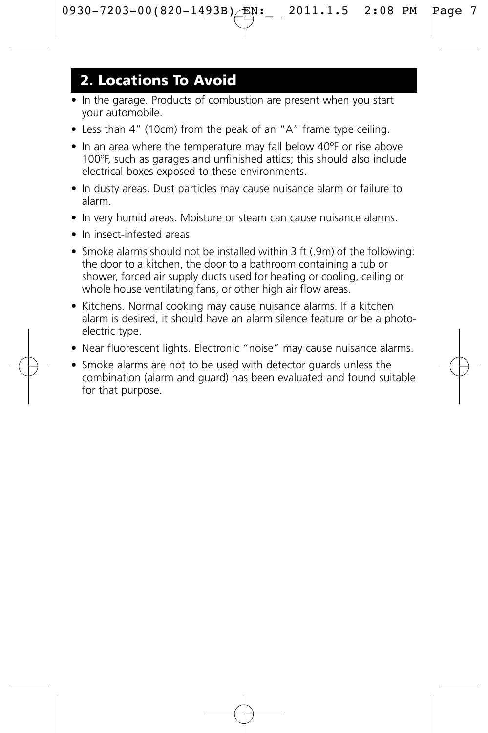## 2. Locations To Avoid

- In the garage. Products of combustion are present when you start your automobile.
- Less than 4" (10cm) from the peak of an "A" frame type ceiling.
- In an area where the temperature may fall below 40ºF or rise above 100ºF, such as garages and unfinished attics; this should also include electrical boxes exposed to these environments.
- In dusty areas. Dust particles may cause nuisance alarm or failure to alarm.
- In very humid areas. Moisture or steam can cause nuisance alarms.
- In insect-infested areas.
- Smoke alarms should not be installed within 3 ft (.9m) of the following: the door to a kitchen, the door to a bathroom containing a tub or shower, forced air supply ducts used for heating or cooling, ceiling or whole house ventilating fans, or other high air flow areas.
- Kitchens. Normal cooking may cause nuisance alarms. If a kitchen alarm is desired, it should have an alarm silence feature or be a photo-electric type.
- Near fluorescent lights. Electronic "noise" may cause nuisance alarms.
- Smoke alarms are not to be used with detector guards unless the combination (alarm and guard) has been evaluated and found suitable for that purpose.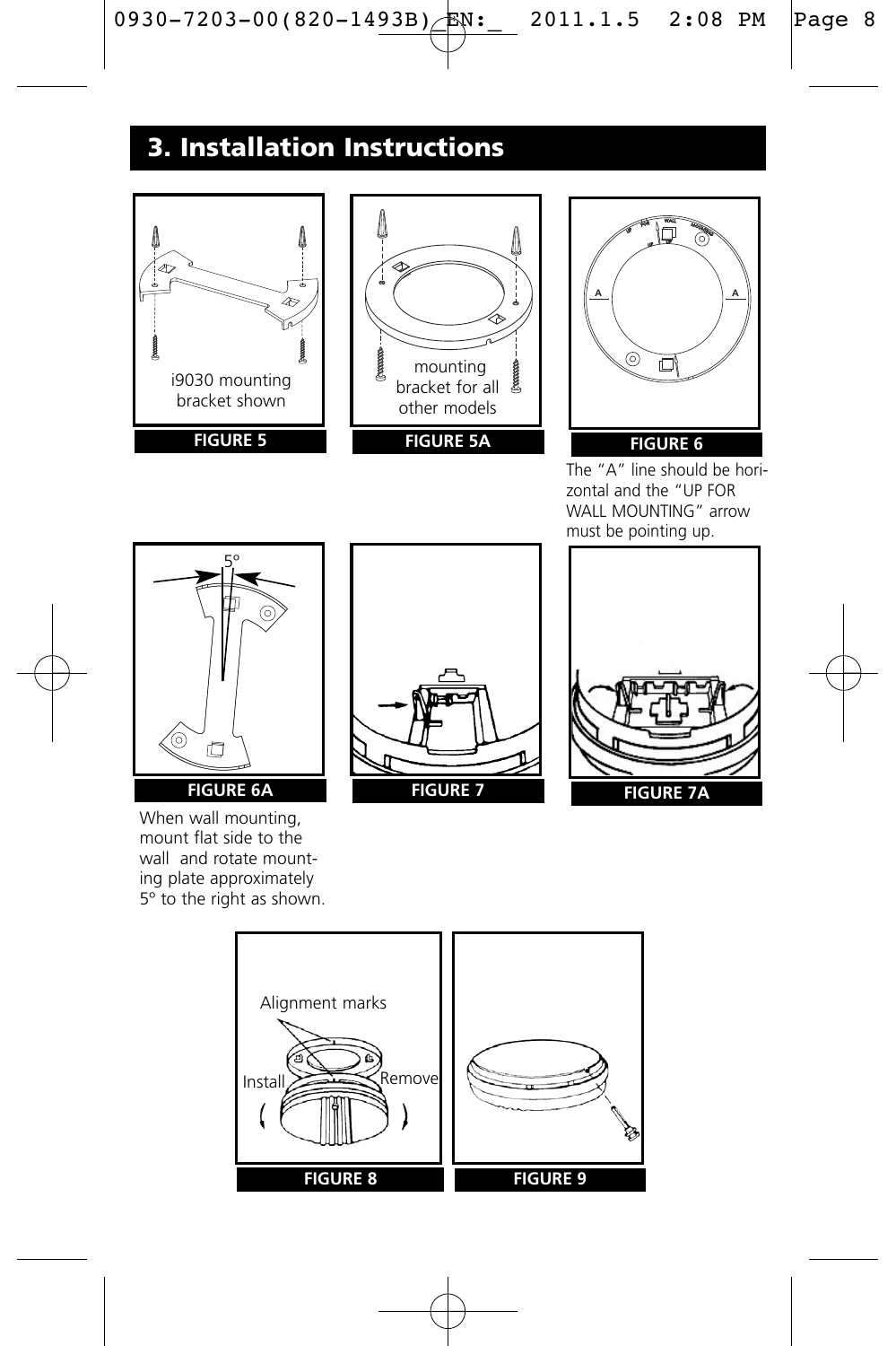## 3. Installation Instructions

i9030 mounting bracket shown

**FIGURE 5**

mounting bracket for all other models

**FIGURE 5A**

A A

**FIGURE 6**

The "A" line should be horizontal and the "UP FOR WALL MOUNTING" arrow must be pointing up.

5°

**FIGURE 6A**

When wall mounting, mount flat side to the wall and rotate mounting plate approximately 5° to the right as shown.

**FIGURE 7**

**FIGURE 7A**

Alignment marks

Install Remove

**FIGURE 8**

**FIGURE 9**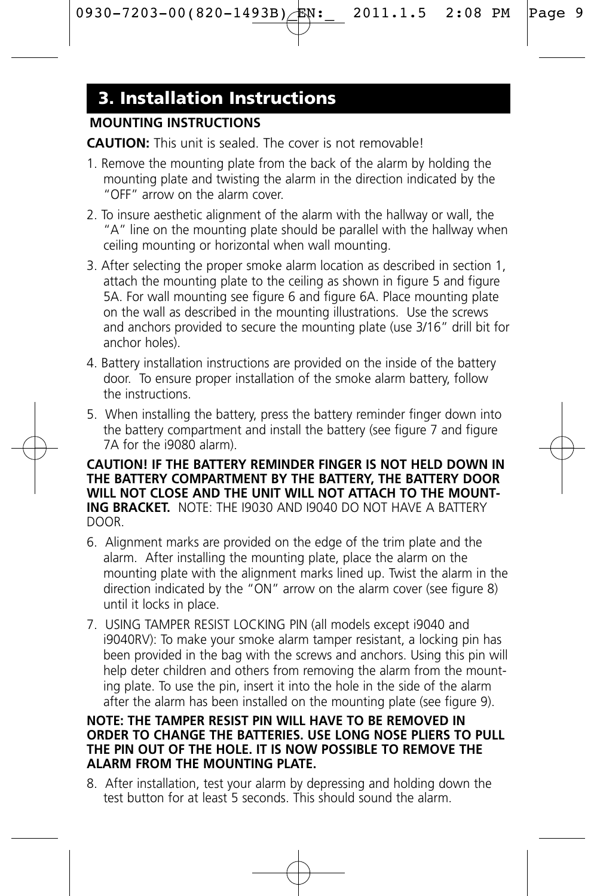## 3. Installation Instructions

**MOUNTING INSTRUCTIONS**

**CAUTION:** This unit is sealed. The cover is not removable!

1. Remove the mounting plate from the back of the alarm by holding the mounting plate and twisting the alarm in the direction indicated by the "OFF" arrow on the alarm cover.
2. To insure aesthetic alignment of the alarm with the hallway or wall, the "A" line on the mounting plate should be parallel with the hallway when ceiling mounting or horizontal when wall mounting.
3. After selecting the proper smoke alarm location as described in section 1, attach the mounting plate to the ceiling as shown in figure 5 and figure 5A. For wall mounting see figure 6 and figure 6A. Place mounting plate on the wall as described in the mounting illustrations. Use the screws and anchors provided to secure the mounting plate (use 3/16" drill bit for anchor holes).
4. Battery installation instructions are provided on the inside of the battery door. To ensure proper installation of the smoke alarm battery, follow the instructions.
5. When installing the battery, press the battery reminder finger down into the battery compartment and install the battery (see figure 7 and figure 7A for the i9080 alarm).

**CAUTION! IF THE BATTERY REMINDER FINGER IS NOT HELD DOWN IN THE BATTERY COMPARTMENT BY THE BATTERY, THE BATTERY DOOR WILL NOT CLOSE AND THE UNIT WILL NOT ATTACH TO THE MOUNTING BRACKET.** NOTE: THE I9030 AND I9040 DO NOT HAVE A BATTERY DOOR.

6. Alignment marks are provided on the edge of the trim plate and the alarm. After installing the mounting plate, place the alarm on the mounting plate with the alignment marks lined up. Twist the alarm in the direction indicated by the "ON" arrow on the alarm cover (see figure 8) until it locks in place.
7. USING TAMPER RESIST LOCKING PIN (all models except i9040 and i9040RV): To make your smoke alarm tamper resistant, a locking pin has been provided in the bag with the screws and anchors. Using this pin will help deter children and others from removing the alarm from the mounting plate. To use the pin, insert it into the hole in the side of the alarm after the alarm has been installed on the mounting plate (see figure 9).

**NOTE: THE TAMPER RESIST PIN WILL HAVE TO BE REMOVED IN ORDER TO CHANGE THE BATTERIES. USE LONG NOSE PLIERS TO PULL THE PIN OUT OF THE HOLE. IT IS NOW POSSIBLE TO REMOVE THE ALARM FROM THE MOUNTING PLATE.**

8. After installation, test your alarm by depressing and holding down the test button for at least 5 seconds. This should sound the alarm.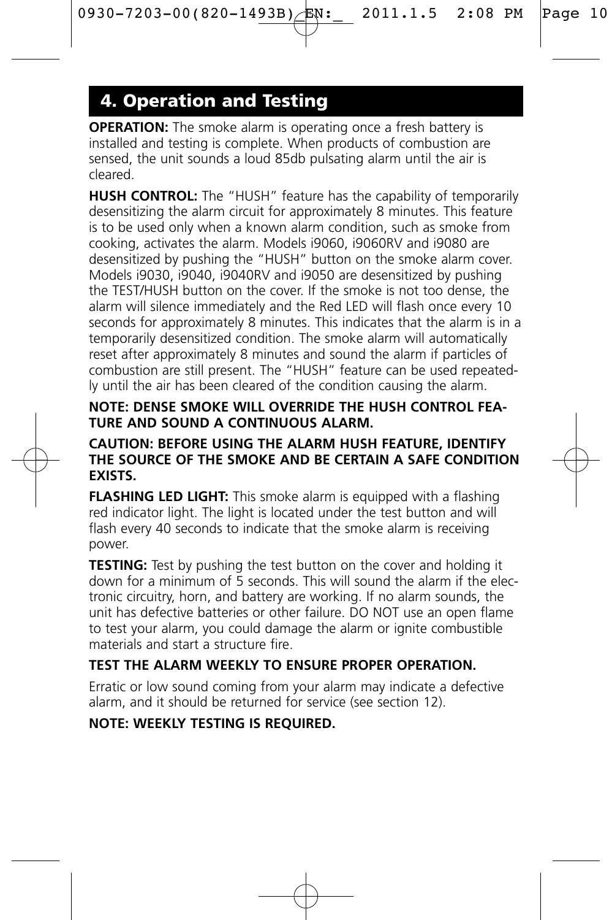## 4. Operation and Testing

**OPERATION:** The smoke alarm is operating once a fresh battery is installed and testing is complete. When products of combustion are sensed, the unit sounds a loud 85db pulsating alarm until the air is cleared.

**HUSH CONTROL:** The "HUSH" feature has the capability of temporarily desensitizing the alarm circuit for approximately 8 minutes. This feature is to be used only when a known alarm condition, such as smoke from cooking, activates the alarm. Models i9060, i9060RV and i9080 are desensitized by pushing the "HUSH" button on the smoke alarm cover. Models i9030, i9040, i9040RV and i9050 are desensitized by pushing the TEST/HUSH button on the cover. If the smoke is not too dense, the alarm will silence immediately and the Red LED will flash once every 10 seconds for approximately 8 minutes. This indicates that the alarm is in a temporarily desensitized condition. The smoke alarm will automatically reset after approximately 8 minutes and sound the alarm if particles of combustion are still present. The "HUSH" feature can be used repeatedly until the air has been cleared of the condition causing the alarm.

**NOTE: DENSE SMOKE WILL OVERRIDE THE HUSH CONTROL FEATURE AND SOUND A CONTINUOUS ALARM.**

**CAUTION: BEFORE USING THE ALARM HUSH FEATURE, IDENTIFY THE SOURCE OF THE SMOKE AND BE CERTAIN A SAFE CONDITION EXISTS.**

**FLASHING LED LIGHT:** This smoke alarm is equipped with a flashing red indicator light. The light is located under the test button and will flash every 40 seconds to indicate that the smoke alarm is receiving power.

**TESTING:** Test by pushing the test button on the cover and holding it down for a minimum of 5 seconds. This will sound the alarm if the electronic circuitry, horn, and battery are working. If no alarm sounds, the unit has defective batteries or other failure. DO NOT use an open flame to test your alarm, you could damage the alarm or ignite combustible materials and start a structure fire.

**TEST THE ALARM WEEKLY TO ENSURE PROPER OPERATION.**

Erratic or low sound coming from your alarm may indicate a defective alarm, and it should be returned for service (see section 12).

**NOTE: WEEKLY TESTING IS REQUIRED.**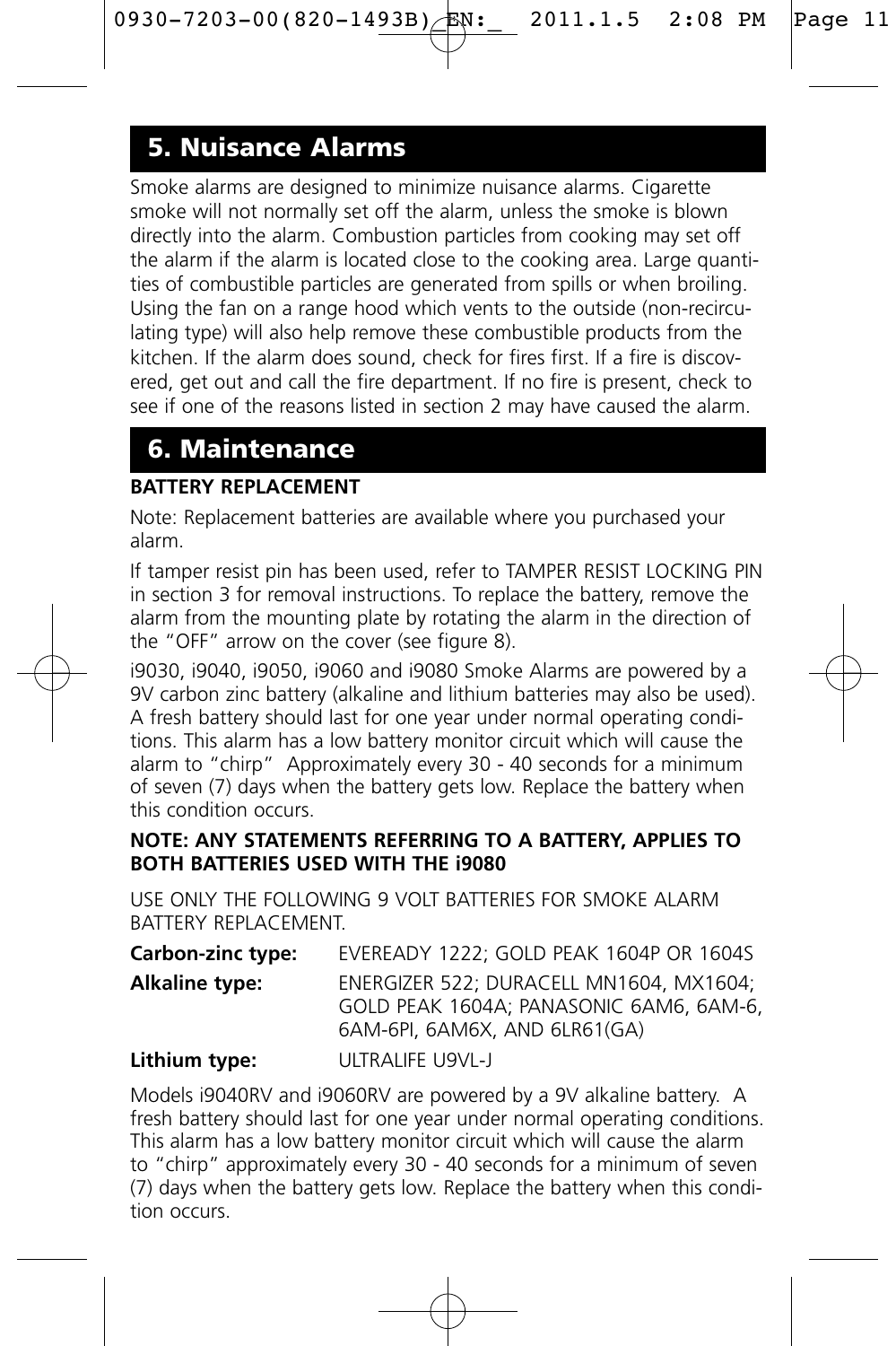## 5. Nuisance Alarms

Smoke alarms are designed to minimize nuisance alarms. Cigarette smoke will not normally set off the alarm, unless the smoke is blown directly into the alarm. Combustion particles from cooking may set off the alarm if the alarm is located close to the cooking area. Large quantities of combustible particles are generated from spills or when broiling. Using the fan on a range hood which vents to the outside (non-recirculating type) will also help remove these combustible products from the kitchen. If the alarm does sound, check for fires first. If a fire is discovered, get out and call the fire department. If no fire is present, check to see if one of the reasons listed in section 2 may have caused the alarm.

## 6. Maintenance

**BATTERY REPLACEMENT**

Note: Replacement batteries are available where you purchased your alarm.

If tamper resist pin has been used, refer to TAMPER RESIST LOCKING PIN in section 3 for removal instructions. To replace the battery, remove the alarm from the mounting plate by rotating the alarm in the direction of the "OFF" arrow on the cover (see figure 8).

i9030, i9040, i9050, i9060 and i9080 Smoke Alarms are powered by a 9V carbon zinc battery (alkaline and lithium batteries may also be used). A fresh battery should last for one year under normal operating conditions. This alarm has a low battery monitor circuit which will cause the alarm to "chirp" Approximately every 30 - 40 seconds for a minimum of seven (7) days when the battery gets low. Replace the battery when this condition occurs.

**NOTE: ANY STATEMENTS REFERRING TO A BATTERY, APPLIES TO BOTH BATTERIES USED WITH THE i9080**

USE ONLY THE FOLLOWING 9 VOLT BATTERIES FOR SMOKE ALARM BATTERY REPLACEMENT.

| | |
|---|---|
| **Carbon-zinc type:** | EVEREADY 1222; GOLD PEAK 1604P OR 1604S |
| **Alkaline type:** | ENERGIZER 522; DURACELL MN1604, MX1604; GOLD PEAK 1604A; PANASONIC 6AM6, 6AM-6, 6AM-6PI, 6AM6X, AND 6LR61(GA) |
| **Lithium type:** | ULTRALIFE U9VL-J |

Models i9040RV and i9060RV are powered by a 9V alkaline battery. A fresh battery should last for one year under normal operating conditions. This alarm has a low battery monitor circuit which will cause the alarm to "chirp" approximately every 30 - 40 seconds for a minimum of seven (7) days when the battery gets low. Replace the battery when this condition occurs.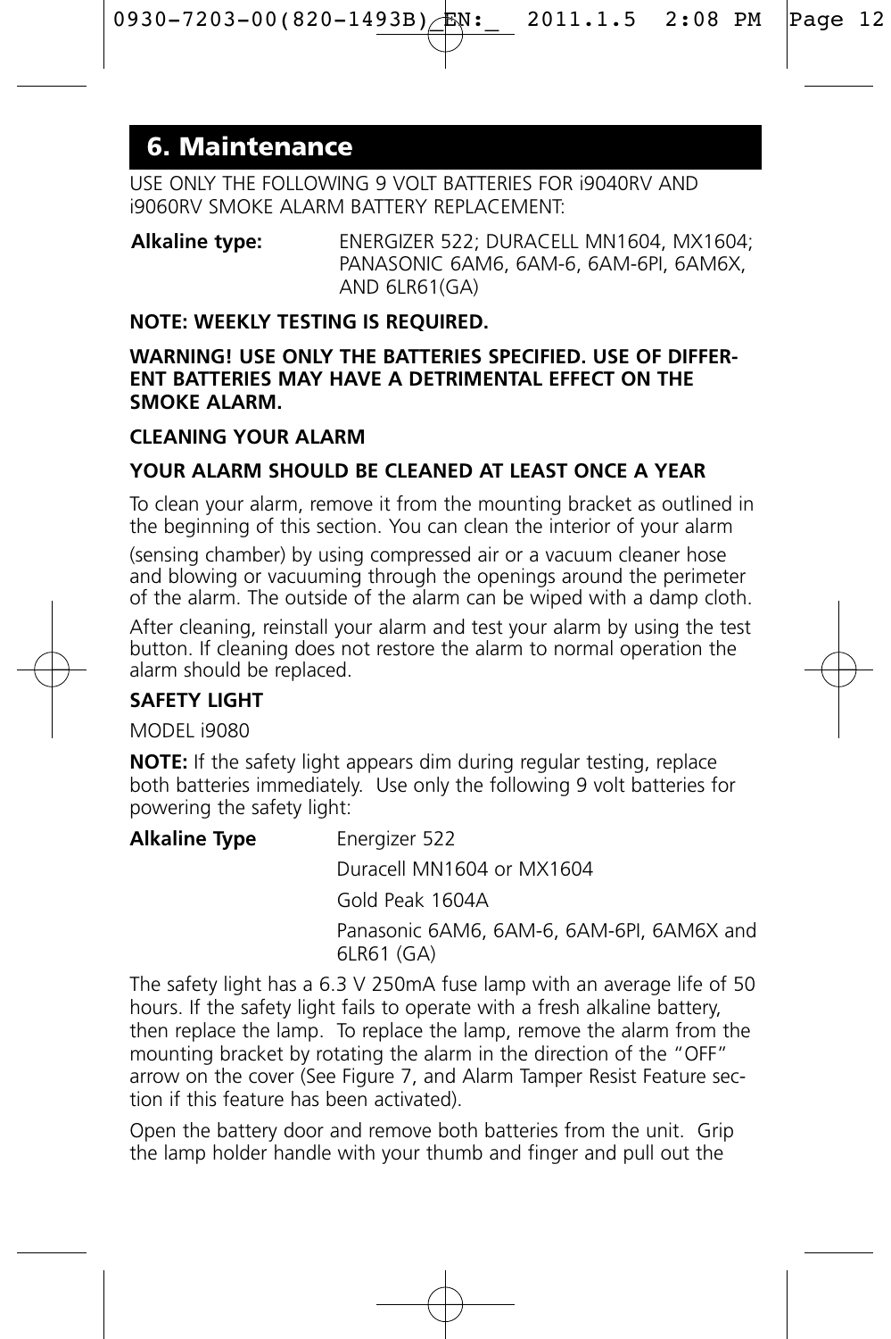## 6. Maintenance

USE ONLY THE FOLLOWING 9 VOLT BATTERIES FOR i9040RV AND i9060RV SMOKE ALARM BATTERY REPLACEMENT:

**Alkaline type:** ENERGIZER 522; DURACELL MN1604, MX1604; PANASONIC 6AM6, 6AM-6, 6AM-6PI, 6AM6X, AND 6LR61(GA)

**NOTE: WEEKLY TESTING IS REQUIRED.**

**WARNING! USE ONLY THE BATTERIES SPECIFIED. USE OF DIFFERENT BATTERIES MAY HAVE A DETRIMENTAL EFFECT ON THE SMOKE ALARM.**

**CLEANING YOUR ALARM**

**YOUR ALARM SHOULD BE CLEANED AT LEAST ONCE A YEAR**

To clean your alarm, remove it from the mounting bracket as outlined in the beginning of this section. You can clean the interior of your alarm (sensing chamber) by using compressed air or a vacuum cleaner hose and blowing or vacuuming through the openings around the perimeter of the alarm. The outside of the alarm can be wiped with a damp cloth.

After cleaning, reinstall your alarm and test your alarm by using the test button. If cleaning does not restore the alarm to normal operation the alarm should be replaced.

**SAFETY LIGHT**

MODEL i9080

**NOTE:** If the safety light appears dim during regular testing, replace both batteries immediately. Use only the following 9 volt batteries for powering the safety light:

**Alkaline Type**

- Energizer 522
- Duracell MN1604 or MX1604
- Gold Peak 1604A
- Panasonic 6AM6, 6AM-6, 6AM-6PI, 6AM6X and 6LR61 (GA)

The safety light has a 6.3 V 250mA fuse lamp with an average life of 50 hours. If the safety light fails to operate with a fresh alkaline battery, then replace the lamp. To replace the lamp, remove the alarm from the mounting bracket by rotating the alarm in the direction of the "OFF" arrow on the cover (See Figure 7, and Alarm Tamper Resist Feature section if this feature has been activated).

Open the battery door and remove both batteries from the unit. Grip the lamp holder handle with your thumb and finger and pull out the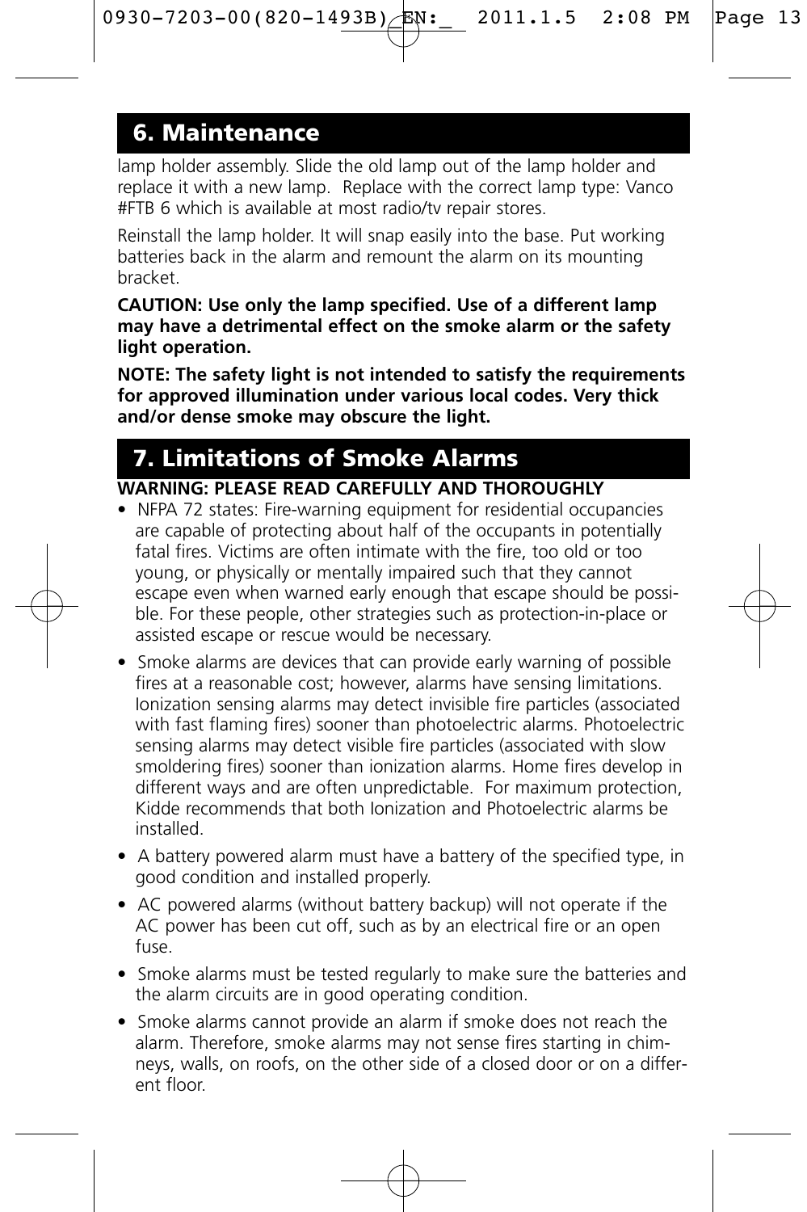## 6. Maintenance

lamp holder assembly. Slide the old lamp out of the lamp holder and replace it with a new lamp. Replace with the correct lamp type: Vanco #FTB 6 which is available at most radio/tv repair stores.

Reinstall the lamp holder. It will snap easily into the base. Put working batteries back in the alarm and remount the alarm on its mounting bracket.

**CAUTION: Use only the lamp specified. Use of a different lamp may have a detrimental effect on the smoke alarm or the safety light operation.**

**NOTE: The safety light is not intended to satisfy the requirements for approved illumination under various local codes. Very thick and/or dense smoke may obscure the light.**

## 7. Limitations of Smoke Alarms

**WARNING: PLEASE READ CAREFULLY AND THOROUGHLY**

- NFPA 72 states: Fire-warning equipment for residential occupancies are capable of protecting about half of the occupants in potentially fatal fires. Victims are often intimate with the fire, too old or too young, or physically or mentally impaired such that they cannot escape even when warned early enough that escape should be possible. For these people, other strategies such as protection-in-place or assisted escape or rescue would be necessary.
- Smoke alarms are devices that can provide early warning of possible fires at a reasonable cost; however, alarms have sensing limitations. Ionization sensing alarms may detect invisible fire particles (associated with fast flaming fires) sooner than photoelectric alarms. Photoelectric sensing alarms may detect visible fire particles (associated with slow smoldering fires) sooner than ionization alarms. Home fires develop in different ways and are often unpredictable. For maximum protection, Kidde recommends that both Ionization and Photoelectric alarms be installed.
- A battery powered alarm must have a battery of the specified type, in good condition and installed properly.
- AC powered alarms (without battery backup) will not operate if the AC power has been cut off, such as by an electrical fire or an open fuse.
- Smoke alarms must be tested regularly to make sure the batteries and the alarm circuits are in good operating condition.
- Smoke alarms cannot provide an alarm if smoke does not reach the alarm. Therefore, smoke alarms may not sense fires starting in chimneys, walls, on roofs, on the other side of a closed door or on a different floor.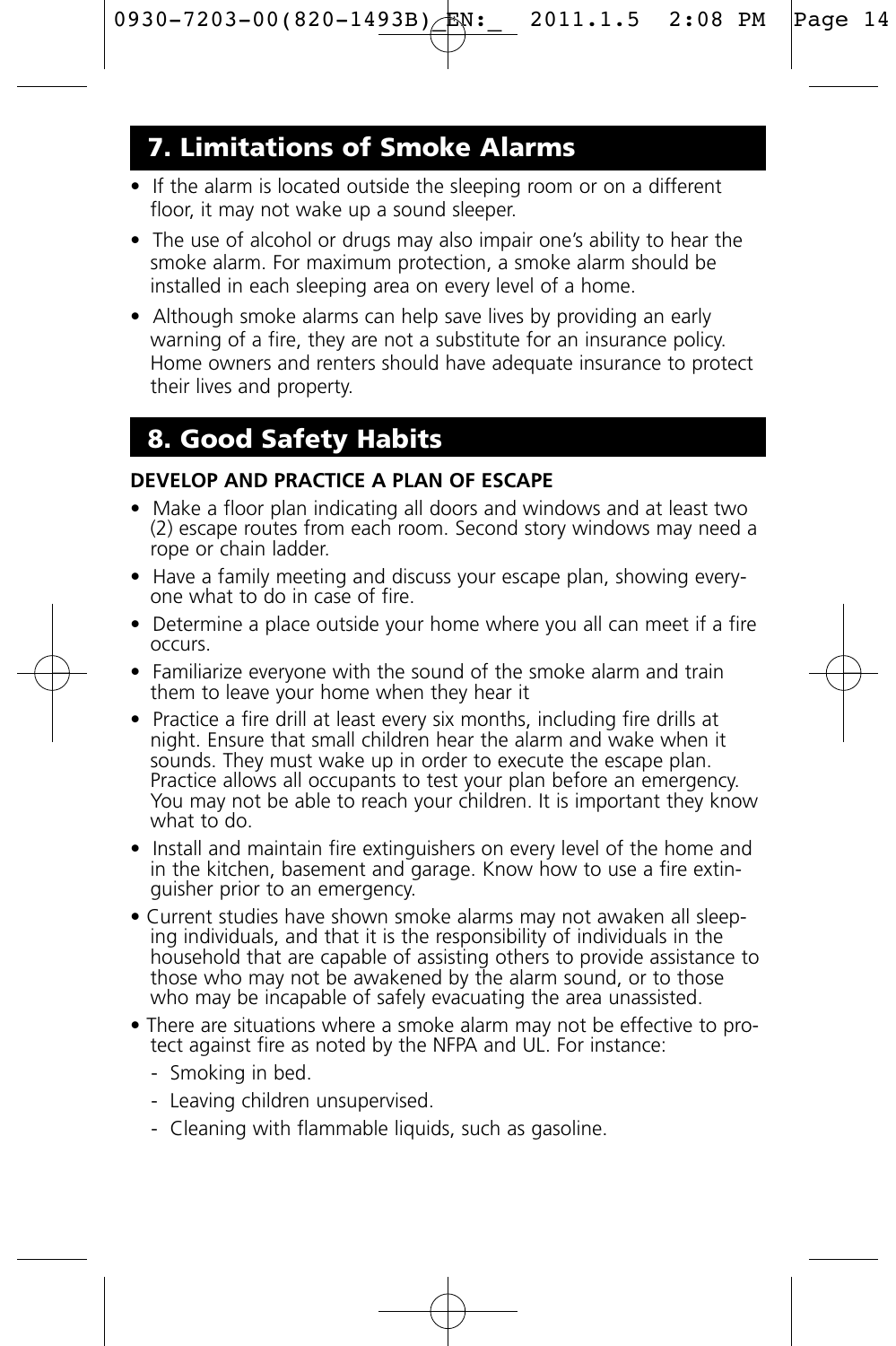## 7. Limitations of Smoke Alarms

- If the alarm is located outside the sleeping room or on a different floor, it may not wake up a sound sleeper.
- The use of alcohol or drugs may also impair one's ability to hear the smoke alarm. For maximum protection, a smoke alarm should be installed in each sleeping area on every level of a home.
- Although smoke alarms can help save lives by providing an early warning of a fire, they are not a substitute for an insurance policy. Home owners and renters should have adequate insurance to protect their lives and property.

## 8. Good Safety Habits

**DEVELOP AND PRACTICE A PLAN OF ESCAPE**

- Make a floor plan indicating all doors and windows and at least two (2) escape routes from each room. Second story windows may need a rope or chain ladder.
- Have a family meeting and discuss your escape plan, showing everyone what to do in case of fire.
- Determine a place outside your home where you all can meet if a fire occurs.
- Familiarize everyone with the sound of the smoke alarm and train them to leave your home when they hear it
- Practice a fire drill at least every six months, including fire drills at night. Ensure that small children hear the alarm and wake when it sounds. They must wake up in order to execute the escape plan. Practice allows all occupants to test your plan before an emergency. You may not be able to reach your children. It is important they know what to do.
- Install and maintain fire extinguishers on every level of the home and in the kitchen, basement and garage. Know how to use a fire extinguisher prior to an emergency.
- Current studies have shown smoke alarms may not awaken all sleeping individuals, and that it is the responsibility of individuals in the household that are capable of assisting others to provide assistance to those who may not be awakened by the alarm sound, or to those who may be incapable of safely evacuating the area unassisted.
- There are situations where a smoke alarm may not be effective to protect against fire as noted by the NFPA and UL. For instance:
  - Smoking in bed.
  - Leaving children unsupervised.
  - Cleaning with flammable liquids, such as gasoline.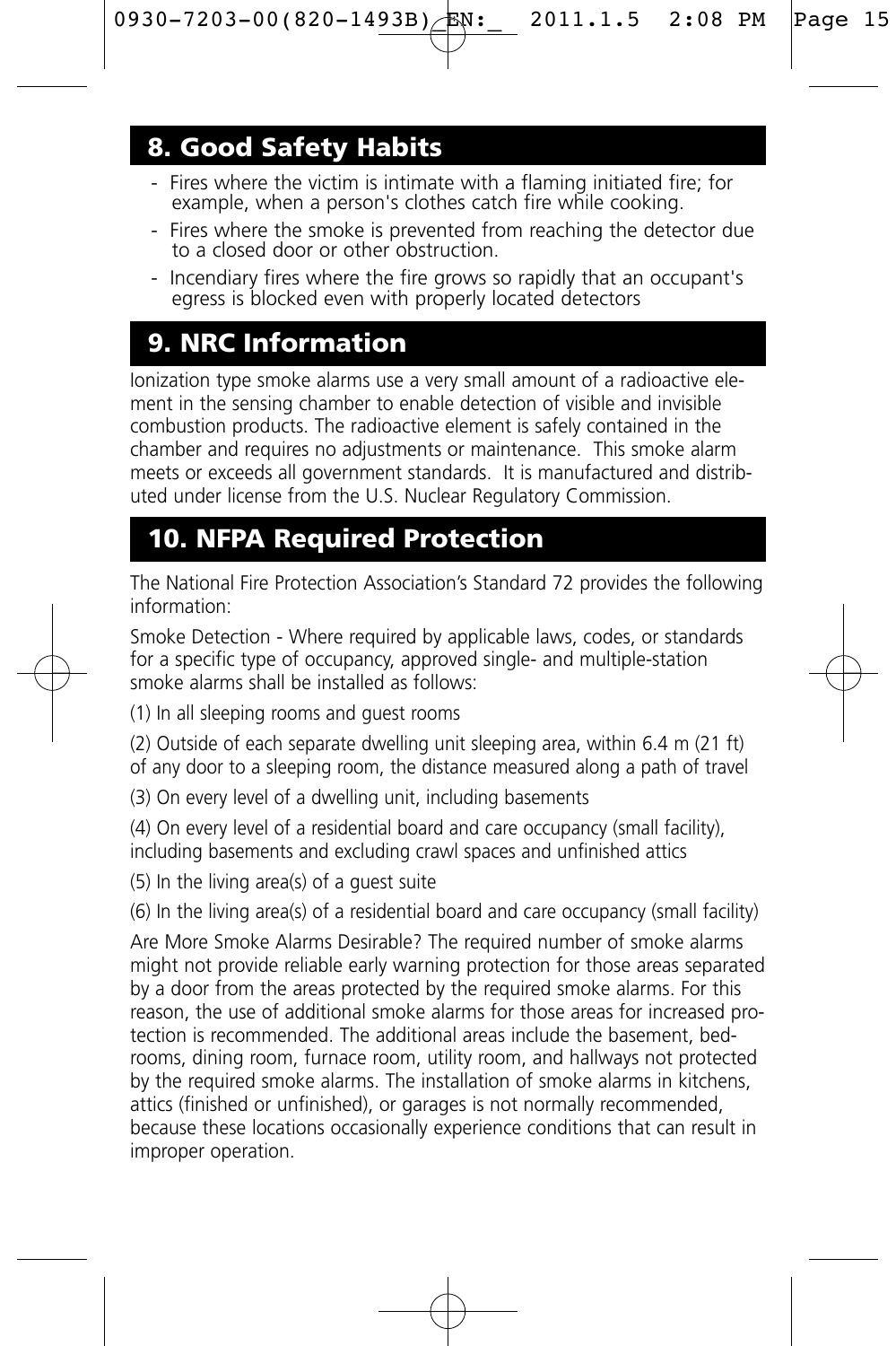## 8. Good Safety Habits

- Fires where the victim is intimate with a flaming initiated fire; for example, when a person's clothes catch fire while cooking.
- Fires where the smoke is prevented from reaching the detector due to a closed door or other obstruction.
- Incendiary fires where the fire grows so rapidly that an occupant's egress is blocked even with properly located detectors

## 9. NRC Information

Ionization type smoke alarms use a very small amount of a radioactive element in the sensing chamber to enable detection of visible and invisible combustion products. The radioactive element is safely contained in the chamber and requires no adjustments or maintenance. This smoke alarm meets or exceeds all government standards. It is manufactured and distributed under license from the U.S. Nuclear Regulatory Commission.

## 10. NFPA Required Protection

The National Fire Protection Association's Standard 72 provides the following information:

Smoke Detection - Where required by applicable laws, codes, or standards for a specific type of occupancy, approved single- and multiple-station smoke alarms shall be installed as follows:

(1) In all sleeping rooms and guest rooms

(2) Outside of each separate dwelling unit sleeping area, within 6.4 m (21 ft) of any door to a sleeping room, the distance measured along a path of travel

(3) On every level of a dwelling unit, including basements

(4) On every level of a residential board and care occupancy (small facility), including basements and excluding crawl spaces and unfinished attics

(5) In the living area(s) of a guest suite

(6) In the living area(s) of a residential board and care occupancy (small facility)

Are More Smoke Alarms Desirable? The required number of smoke alarms might not provide reliable early warning protection for those areas separated by a door from the areas protected by the required smoke alarms. For this reason, the use of additional smoke alarms for those areas for increased protection is recommended. The additional areas include the basement, bedrooms, dining room, furnace room, utility room, and hallways not protected by the required smoke alarms. The installation of smoke alarms in kitchens, attics (finished or unfinished), or garages is not normally recommended, because these locations occasionally experience conditions that can result in improper operation.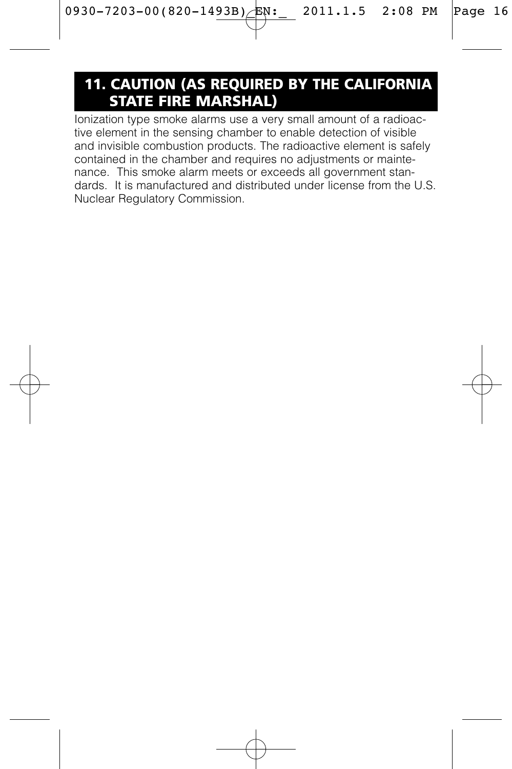## 11. CAUTION (AS REQUIRED BY THE CALIFORNIA STATE FIRE MARSHAL)

Ionization type smoke alarms use a very small amount of a radioactive element in the sensing chamber to enable detection of visible and invisible combustion products. The radioactive element is safely contained in the chamber and requires no adjustments or maintenance. This smoke alarm meets or exceeds all government standards. It is manufactured and distributed under license from the U.S. Nuclear Regulatory Commission.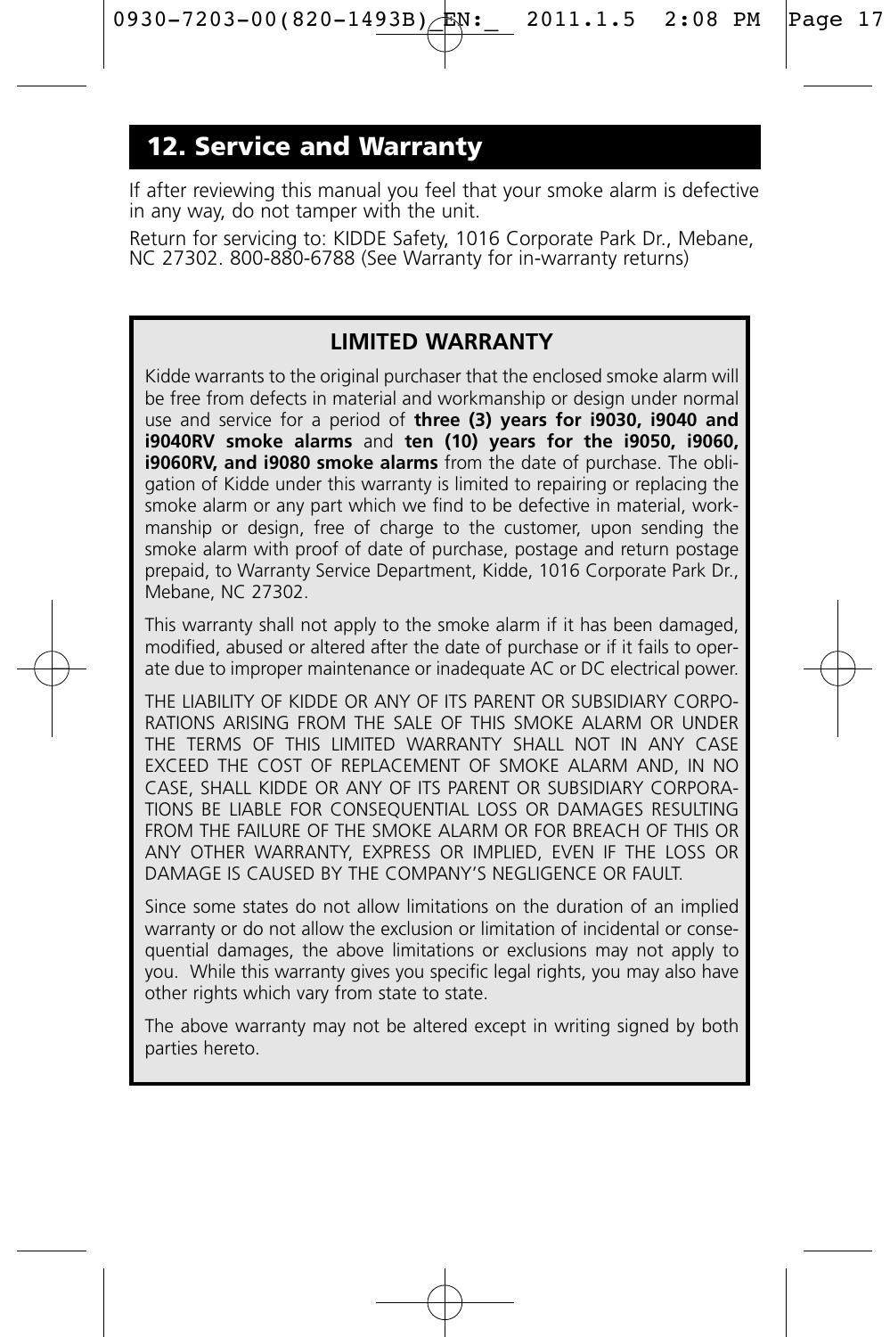## 12. Service and Warranty

If after reviewing this manual you feel that your smoke alarm is defective in any way, do not tamper with the unit.

Return for servicing to: KIDDE Safety, 1016 Corporate Park Dr., Mebane, NC 27302. 800-880-6788 (See Warranty for in-warranty returns)

### LIMITED WARRANTY

Kidde warrants to the original purchaser that the enclosed smoke alarm will be free from defects in material and workmanship or design under normal use and service for a period of **three (3) years for i9030, i9040 and i9040RV smoke alarms** and **ten (10) years for the i9050, i9060, i9060RV, and i9080 smoke alarms** from the date of purchase. The obligation of Kidde under this warranty is limited to repairing or replacing the smoke alarm or any part which we find to be defective in material, workmanship or design, free of charge to the customer, upon sending the smoke alarm with proof of date of purchase, postage and return postage prepaid, to Warranty Service Department, Kidde, 1016 Corporate Park Dr., Mebane, NC 27302.

This warranty shall not apply to the smoke alarm if it has been damaged, modified, abused or altered after the date of purchase or if it fails to operate due to improper maintenance or inadequate AC or DC electrical power.

THE LIABILITY OF KIDDE OR ANY OF ITS PARENT OR SUBSIDIARY CORPORATIONS ARISING FROM THE SALE OF THIS SMOKE ALARM OR UNDER THE TERMS OF THIS LIMITED WARRANTY SHALL NOT IN ANY CASE EXCEED THE COST OF REPLACEMENT OF SMOKE ALARM AND, IN NO CASE, SHALL KIDDE OR ANY OF ITS PARENT OR SUBSIDIARY CORPORATIONS BE LIABLE FOR CONSEQUENTIAL LOSS OR DAMAGES RESULTING FROM THE FAILURE OF THE SMOKE ALARM OR FOR BREACH OF THIS OR ANY OTHER WARRANTY, EXPRESS OR IMPLIED, EVEN IF THE LOSS OR DAMAGE IS CAUSED BY THE COMPANY'S NEGLIGENCE OR FAULT.

Since some states do not allow limitations on the duration of an implied warranty or do not allow the exclusion or limitation of incidental or consequential damages, the above limitations or exclusions may not apply to you. While this warranty gives you specific legal rights, you may also have other rights which vary from state to state.

The above warranty may not be altered except in writing signed by both parties hereto.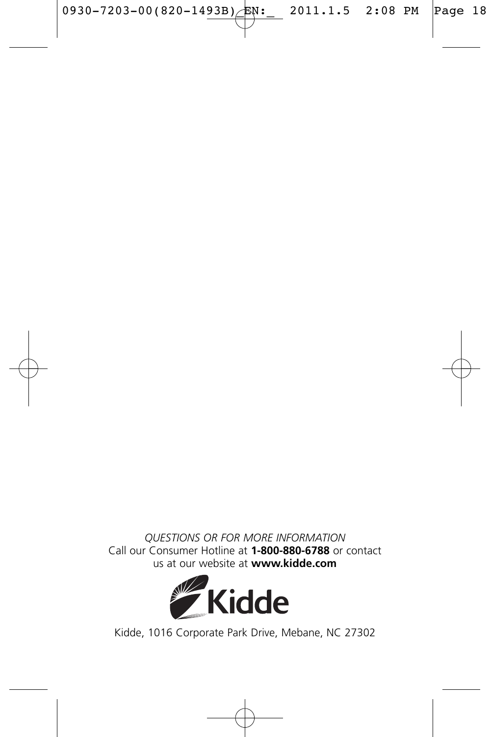*QUESTIONS OR FOR MORE INFORMATION*
Call our Consumer Hotline at **1-800-880-6788** or contact us at our website at **www.kidde.com**

Kidde

Kidde, 1016 Corporate Park Drive, Mebane, NC 27302